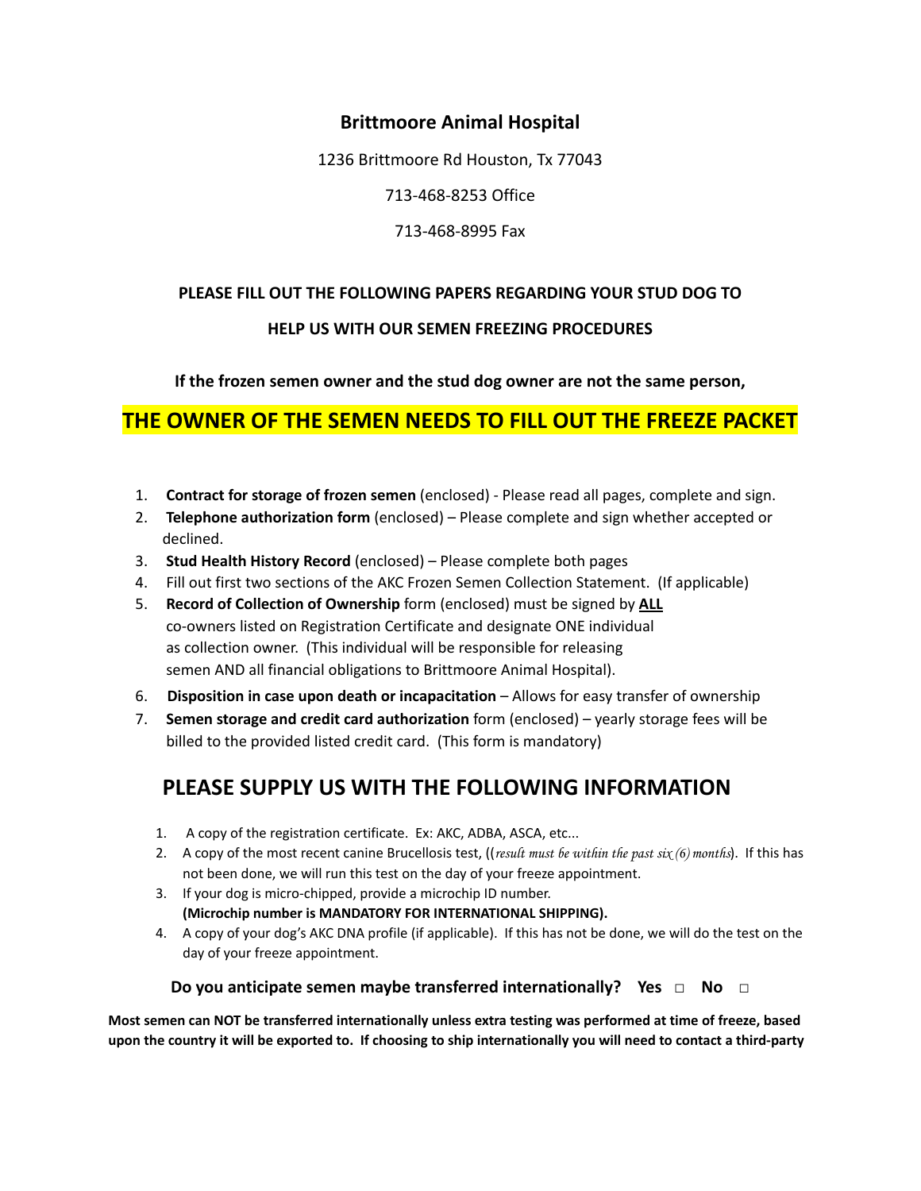# Brittmoore Animal Hospital

1236 Brittmoore Rd Houston, Tx 77043

713-468-8253 Office

713-468-8995 Fax

**PLEASE FILL OUT THE FOLLOWING PAPERS REGARDING YOUR STUD DOG TO**

**HELP US WITH OUR SEMEN FREEZING PROCEDURES**

**If the frozen semen owner and the stud dog owner are not the same person,**

## THE OWNER OF THE SEMEN NEEDS TO FILL OUT THE FREEZE PACKET

1. **Contract for storage of frozen semen** (enclosed) - Please read all pages, complete and sign.
2. **Telephone authorization form** (enclosed) – Please complete and sign whether accepted or declined.
3. **Stud Health History Record** (enclosed) – Please complete both pages
4. Fill out first two sections of the AKC Frozen Semen Collection Statement. (If applicable)
5. **Record of Collection of Ownership** form (enclosed) must be signed by **ALL** co-owners listed on Registration Certificate and designate ONE individual as collection owner. (This individual will be responsible for releasing semen AND all financial obligations to Brittmoore Animal Hospital).
6. **Disposition in case upon death or incapacitation** – Allows for easy transfer of ownership
7. **Semen storage and credit card authorization** form (enclosed) – yearly storage fees will be billed to the provided listed credit card. (This form is mandatory)

## PLEASE SUPPLY US WITH THE FOLLOWING INFORMATION

1. A copy of the registration certificate. Ex: AKC, ADBA, ASCA, etc...
2. A copy of the most recent canine Brucellosis test, ((*result must be within the past six (6) months*). If this has not been done, we will run this test on the day of your freeze appointment.
3. If your dog is micro-chipped, provide a microchip ID number. **(Microchip number is MANDATORY FOR INTERNATIONAL SHIPPING).**
4. A copy of your dog's AKC DNA profile (if applicable). If this has not be done, we will do the test on the day of your freeze appointment.

**Do you anticipate semen maybe transferred internationally? Yes □ No □**

**Most semen can NOT be transferred internationally unless extra testing was performed at time of freeze, based upon the country it will be exported to. If choosing to ship internationally you will need to contact a third-party**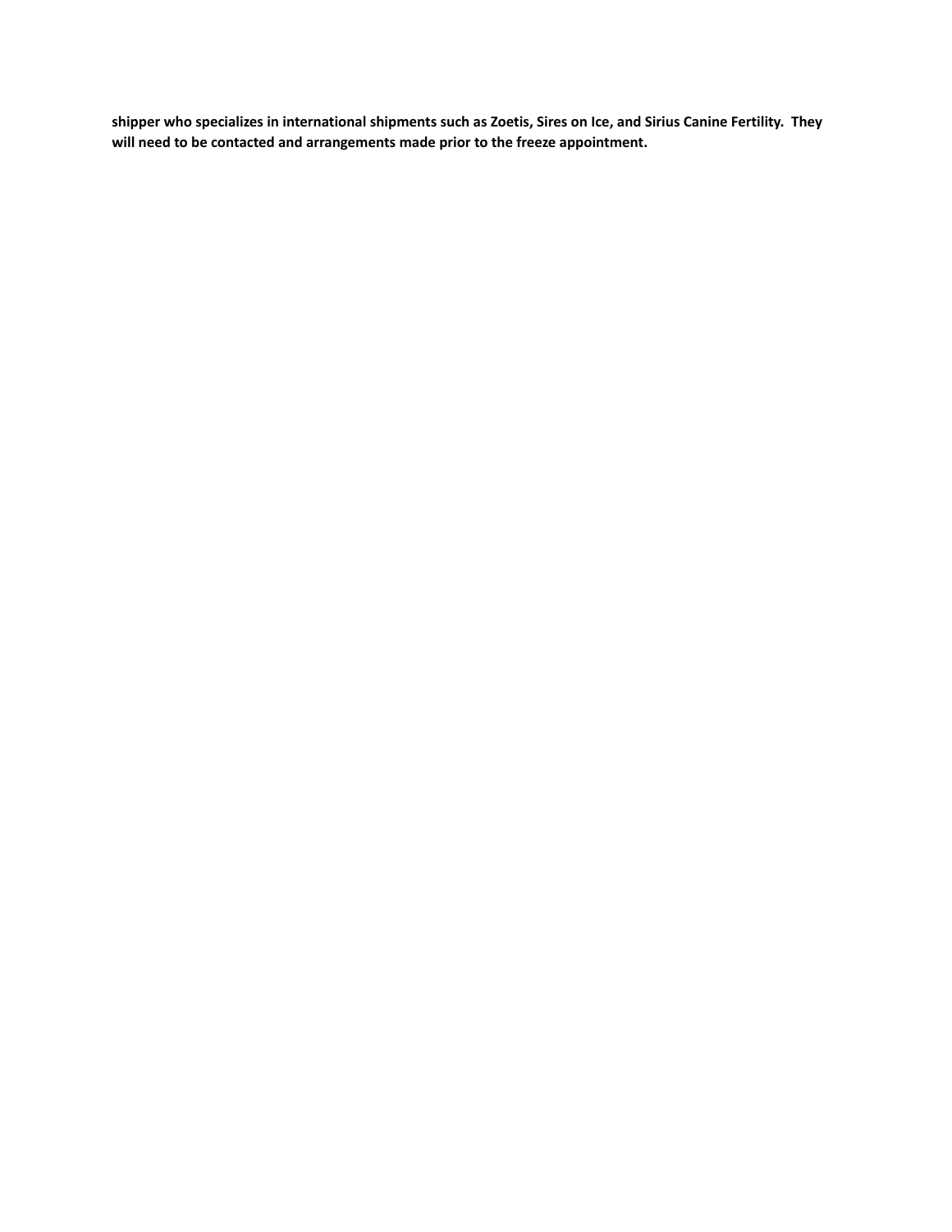**shipper who specializes in international shipments such as Zoetis, Sires on Ice, and Sirius Canine Fertility. They will need to be contacted and arrangements made prior to the freeze appointment.**